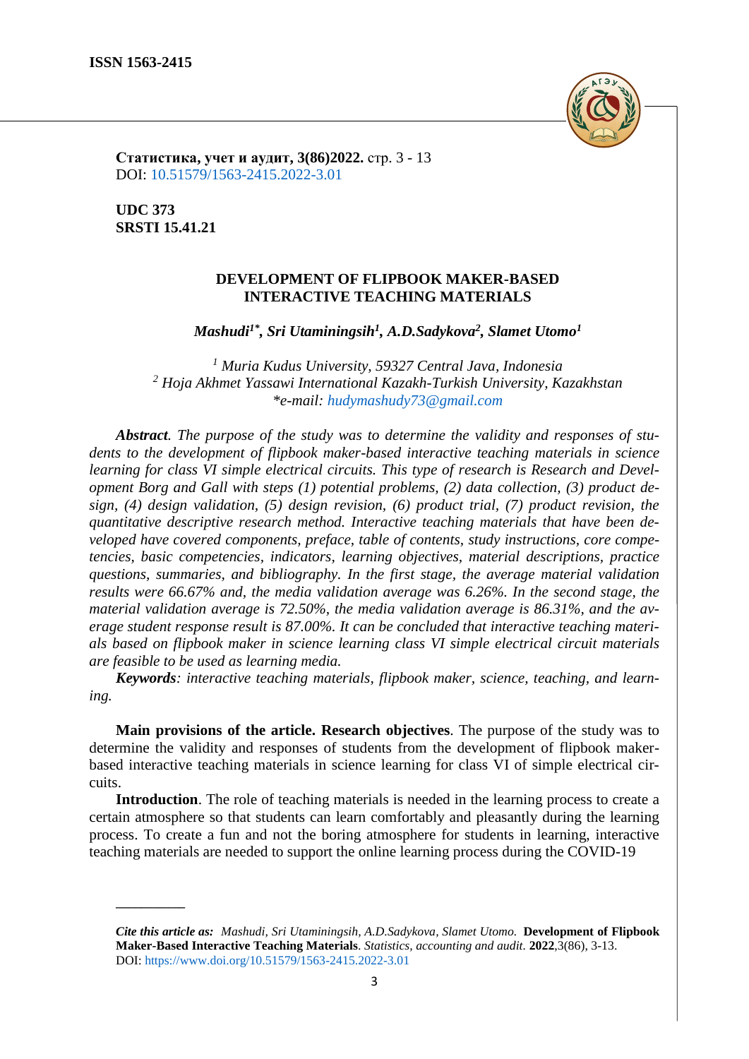ISSN 1563-2415

**Статистика, учет и аудит, 3(86)2022.** стр. 3 - 13
DOI: 10.51579/1563-2415.2022-3.01

**UDC 373**
**SRSTI 15.41.21**

# DEVELOPMENT OF FLIPBOOK MAKER-BASED INTERACTIVE TEACHING MATERIALS

***Mashudi[1*], Sri Utaminingsih[1], A.D.Sadykova[2], Slamet Utomo[1]***

*[1] Muria Kudus University, 59327 Central Java, Indonesia*
*[2] Hoja Akhmet Yassawi International Kazakh-Turkish University, Kazakhstan*
**e-mail: hudymashudy73@gmail.com*

***Abstract****. The purpose of the study was to determine the validity and responses of students to the development of flipbook maker-based interactive teaching materials in science learning for class VI simple electrical circuits. This type of research is Research and Development Borg and Gall with steps (1) potential problems, (2) data collection, (3) product design, (4) design validation, (5) design revision, (6) product trial, (7) product revision, the quantitative descriptive research method. Interactive teaching materials that have been developed have covered components, preface, table of contents, study instructions, core competencies, basic competencies, indicators, learning objectives, material descriptions, practice questions, summaries, and bibliography. In the first stage, the average material validation results were 66.67% and, the media validation average was 6.26%. In the second stage, the material validation average is 72.50%, the media validation average is 86.31%, and the average student response result is 87.00%. It can be concluded that interactive teaching materials based on flipbook maker in science learning class VI simple electrical circuit materials are feasible to be used as learning media.*

***Keywords****: interactive teaching materials, flipbook maker, science, teaching, and learning.*

**Main provisions of the article. Research objectives**. The purpose of the study was to determine the validity and responses of students from the development of flipbook maker-based interactive teaching materials in science learning for class VI of simple electrical circuits.

**Introduction**. The role of teaching materials is needed in the learning process to create a certain atmosphere so that students can learn comfortably and pleasantly during the learning process. To create a fun and not the boring atmosphere for students in learning, interactive teaching materials are needed to support the online learning process during the COVID-19

---

***Cite this article as:*** *Mashudi, Sri Utaminingsih, A.D.Sadykova, Slamet Utomo.* **Development of Flipbook Maker-Based Interactive Teaching Materials**. *Statistics, accounting and audit.* **2022**,3(86), 3-13. DOI: https://www.doi.org/10.51579/1563-2415.2022-3.01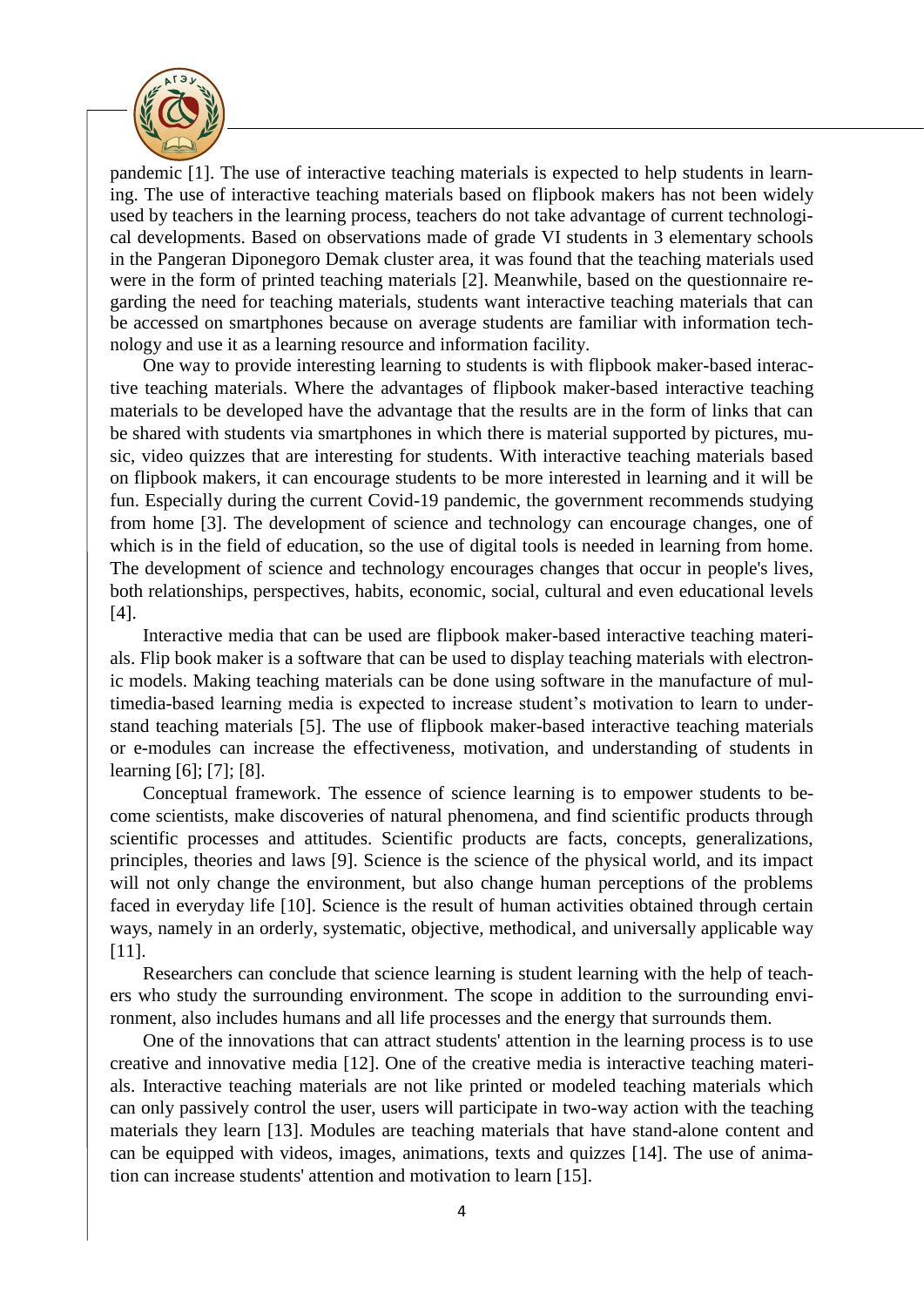pandemic [1]. The use of interactive teaching materials is expected to help students in learning. The use of interactive teaching materials based on flipbook makers has not been widely used by teachers in the learning process, teachers do not take advantage of current technological developments. Based on observations made of grade VI students in 3 elementary schools in the Pangeran Diponegoro Demak cluster area, it was found that the teaching materials used were in the form of printed teaching materials [2]. Meanwhile, based on the questionnaire regarding the need for teaching materials, students want interactive teaching materials that can be accessed on smartphones because on average students are familiar with information technology and use it as a learning resource and information facility.

One way to provide interesting learning to students is with flipbook maker-based interactive teaching materials. Where the advantages of flipbook maker-based interactive teaching materials to be developed have the advantage that the results are in the form of links that can be shared with students via smartphones in which there is material supported by pictures, music, video quizzes that are interesting for students. With interactive teaching materials based on flipbook makers, it can encourage students to be more interested in learning and it will be fun. Especially during the current Covid-19 pandemic, the government recommends studying from home [3]. The development of science and technology can encourage changes, one of which is in the field of education, so the use of digital tools is needed in learning from home. The development of science and technology encourages changes that occur in people's lives, both relationships, perspectives, habits, economic, social, cultural and even educational levels [4].

Interactive media that can be used are flipbook maker-based interactive teaching materials. Flip book maker is a software that can be used to display teaching materials with electronic models. Making teaching materials can be done using software in the manufacture of multimedia-based learning media is expected to increase student's motivation to learn to understand teaching materials [5]. The use of flipbook maker-based interactive teaching materials or e-modules can increase the effectiveness, motivation, and understanding of students in learning [6]; [7]; [8].

Conceptual framework. The essence of science learning is to empower students to become scientists, make discoveries of natural phenomena, and find scientific products through scientific processes and attitudes. Scientific products are facts, concepts, generalizations, principles, theories and laws [9]. Science is the science of the physical world, and its impact will not only change the environment, but also change human perceptions of the problems faced in everyday life [10]. Science is the result of human activities obtained through certain ways, namely in an orderly, systematic, objective, methodical, and universally applicable way [11].

Researchers can conclude that science learning is student learning with the help of teachers who study the surrounding environment. The scope in addition to the surrounding environment, also includes humans and all life processes and the energy that surrounds them.

One of the innovations that can attract students' attention in the learning process is to use creative and innovative media [12]. One of the creative media is interactive teaching materials. Interactive teaching materials are not like printed or modeled teaching materials which can only passively control the user, users will participate in two-way action with the teaching materials they learn [13]. Modules are teaching materials that have stand-alone content and can be equipped with videos, images, animations, texts and quizzes [14]. The use of animation can increase students' attention and motivation to learn [15].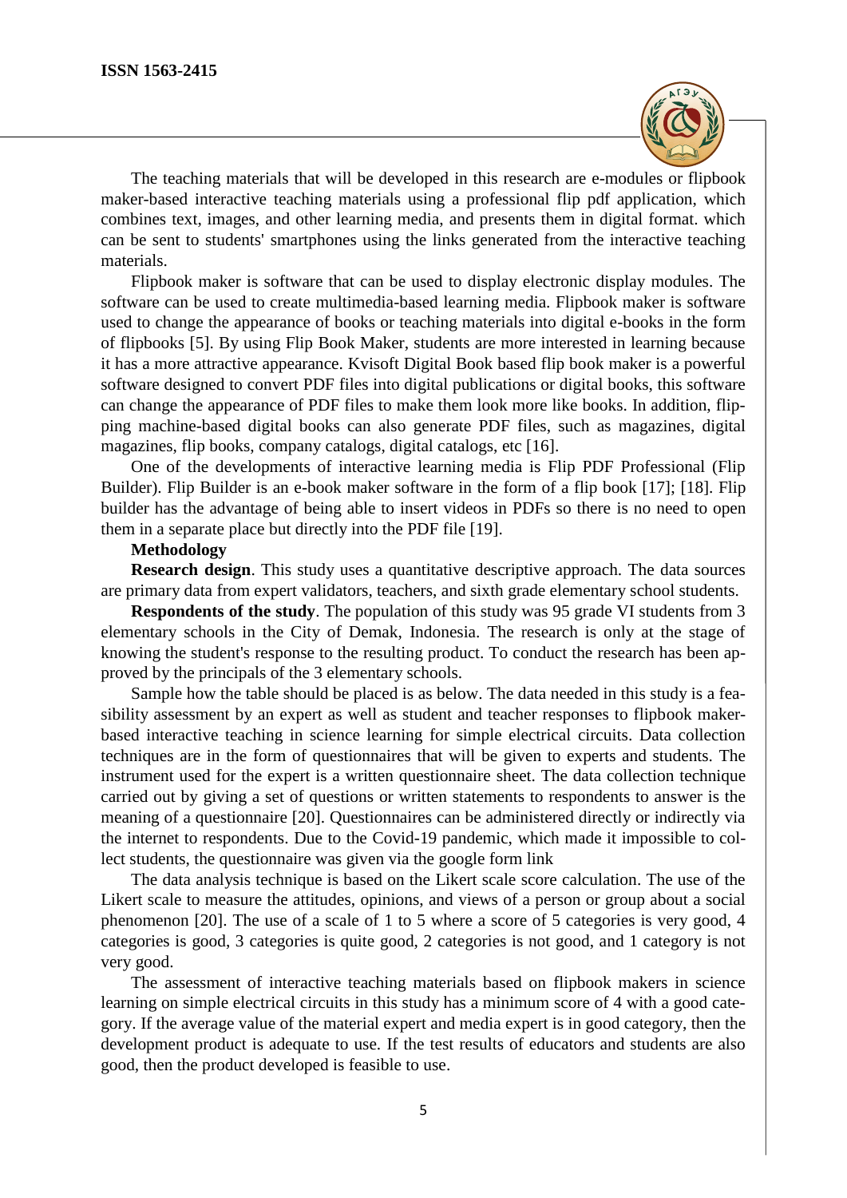The teaching materials that will be developed in this research are e-modules or flipbook maker-based interactive teaching materials using a professional flip pdf application, which combines text, images, and other learning media, and presents them in digital format. which can be sent to students' smartphones using the links generated from the interactive teaching materials.

Flipbook maker is software that can be used to display electronic display modules. The software can be used to create multimedia-based learning media. Flipbook maker is software used to change the appearance of books or teaching materials into digital e-books in the form of flipbooks [5]. By using Flip Book Maker, students are more interested in learning because it has a more attractive appearance. Kvisoft Digital Book based flip book maker is a powerful software designed to convert PDF files into digital publications or digital books, this software can change the appearance of PDF files to make them look more like books. In addition, flipping machine-based digital books can also generate PDF files, such as magazines, digital magazines, flip books, company catalogs, digital catalogs, etc [16].

One of the developments of interactive learning media is Flip PDF Professional (Flip Builder). Flip Builder is an e-book maker software in the form of a flip book [17]; [18]. Flip builder has the advantage of being able to insert videos in PDFs so there is no need to open them in a separate place but directly into the PDF file [19].

**Methodology**

**Research design**. This study uses a quantitative descriptive approach. The data sources are primary data from expert validators, teachers, and sixth grade elementary school students.

**Respondents of the study**. The population of this study was 95 grade VI students from 3 elementary schools in the City of Demak, Indonesia. The research is only at the stage of knowing the student's response to the resulting product. To conduct the research has been approved by the principals of the 3 elementary schools.

Sample how the table should be placed is as below. The data needed in this study is a feasibility assessment by an expert as well as student and teacher responses to flipbook maker-based interactive teaching in science learning for simple electrical circuits. Data collection techniques are in the form of questionnaires that will be given to experts and students. The instrument used for the expert is a written questionnaire sheet. The data collection technique carried out by giving a set of questions or written statements to respondents to answer is the meaning of a questionnaire [20]. Questionnaires can be administered directly or indirectly via the internet to respondents. Due to the Covid-19 pandemic, which made it impossible to collect students, the questionnaire was given via the google form link

The data analysis technique is based on the Likert scale score calculation. The use of the Likert scale to measure the attitudes, opinions, and views of a person or group about a social phenomenon [20]. The use of a scale of 1 to 5 where a score of 5 categories is very good, 4 categories is good, 3 categories is quite good, 2 categories is not good, and 1 category is not very good.

The assessment of interactive teaching materials based on flipbook makers in science learning on simple electrical circuits in this study has a minimum score of 4 with a good category. If the average value of the material expert and media expert is in good category, then the development product is adequate to use. If the test results of educators and students are also good, then the product developed is feasible to use.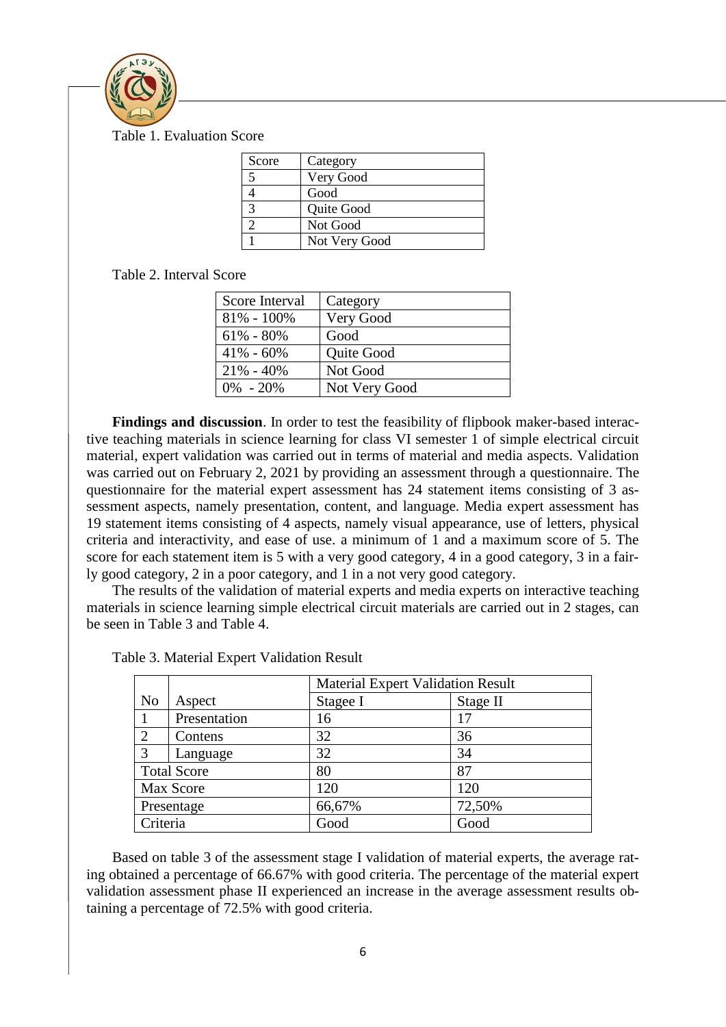Table 1. Evaluation Score

| Score | Category |
|---|---|
| 5 | Very Good |
| 4 | Good |
| 3 | Quite Good |
| 2 | Not Good |
| 1 | Not Very Good |

Table 2. Interval Score

| Score Interval | Category |
|---|---|
| 81% - 100% | Very Good |
| 61% - 80% | Good |
| 41% - 60% | Quite Good |
| 21% - 40% | Not Good |
| 0% - 20% | Not Very Good |

**Findings and discussion**. In order to test the feasibility of flipbook maker-based interactive teaching materials in science learning for class VI semester 1 of simple electrical circuit material, expert validation was carried out in terms of material and media aspects. Validation was carried out on February 2, 2021 by providing an assessment through a questionnaire. The questionnaire for the material expert assessment has 24 statement items consisting of 3 assessment aspects, namely presentation, content, and language. Media expert assessment has 19 statement items consisting of 4 aspects, namely visual appearance, use of letters, physical criteria and interactivity, and ease of use. a minimum of 1 and a maximum score of 5. The score for each statement item is 5 with a very good category, 4 in a good category, 3 in a fairly good category, 2 in a poor category, and 1 in a not very good category.

The results of the validation of material experts and media experts on interactive teaching materials in science learning simple electrical circuit materials are carried out in 2 stages, can be seen in Table 3 and Table 4.

Table 3. Material Expert Validation Result

| No | Aspect | Material Expert Validation Result | |
|---|---|---|---|
| | | Stagee I | Stage II |
| 1 | Presentation | 16 | 17 |
| 2 | Contens | 32 | 36 |
| 3 | Language | 32 | 34 |
| Total Score | | 80 | 87 |
| Max Score | | 120 | 120 |
| Presentage | | 66,67% | 72,50% |
| Criteria | | Good | Good |

Based on table 3 of the assessment stage I validation of material experts, the average rating obtained a percentage of 66.67% with good criteria. The percentage of the material expert validation assessment phase II experienced an increase in the average assessment results obtaining a percentage of 72.5% with good criteria.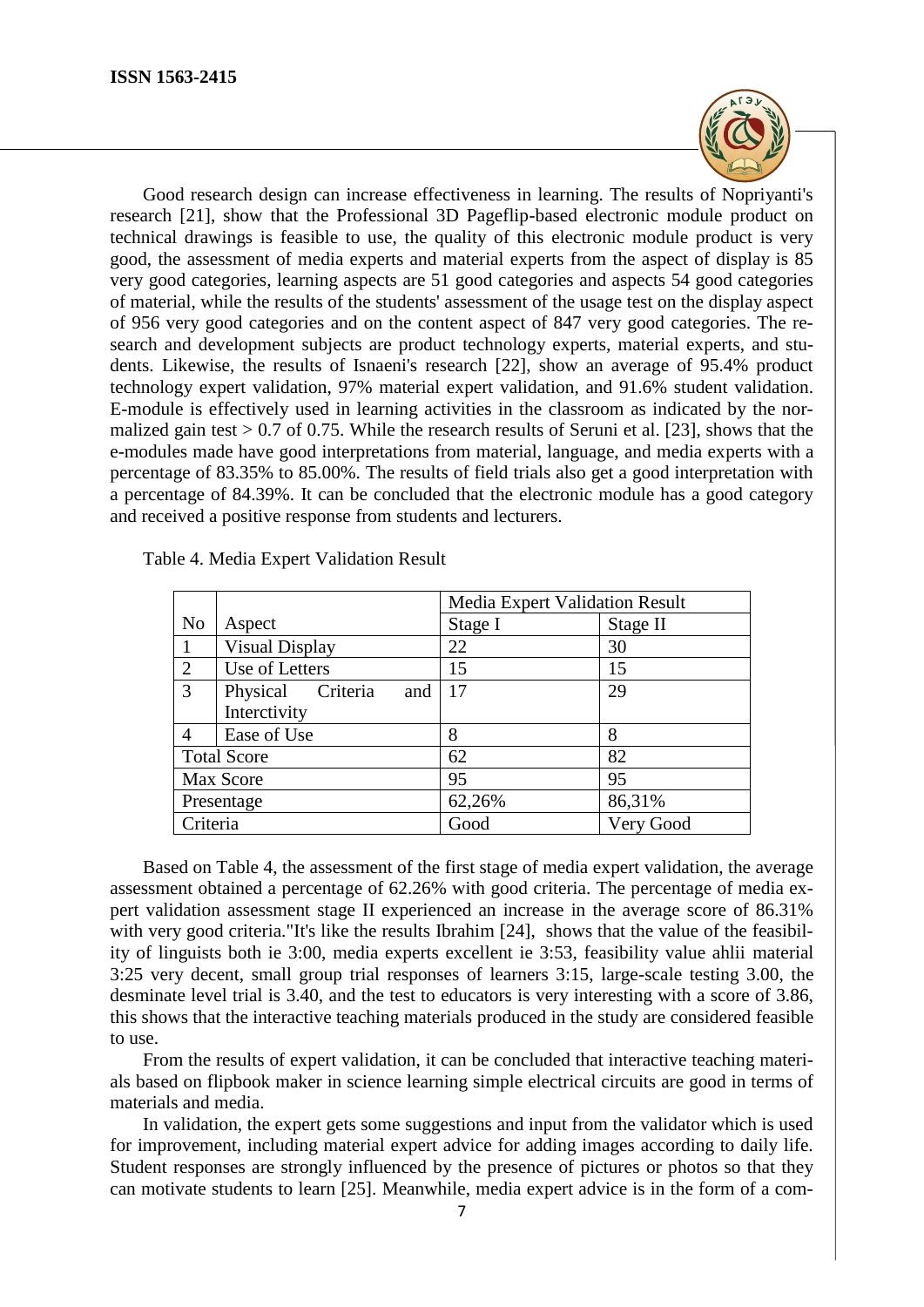Good research design can increase effectiveness in learning. The results of Nopriyanti's research [21], show that the Professional 3D Pageflip-based electronic module product on technical drawings is feasible to use, the quality of this electronic module product is very good, the assessment of media experts and material experts from the aspect of display is 85 very good categories, learning aspects are 51 good categories and aspects 54 good categories of material, while the results of the students' assessment of the usage test on the display aspect of 956 very good categories and on the content aspect of 847 very good categories. The research and development subjects are product technology experts, material experts, and students. Likewise, the results of Isnaeni's research [22], show an average of 95.4% product technology expert validation, 97% material expert validation, and 91.6% student validation. E-module is effectively used in learning activities in the classroom as indicated by the normalized gain test > 0.7 of 0.75. While the research results of Seruni et al. [23], shows that the e-modules made have good interpretations from material, language, and media experts with a percentage of 83.35% to 85.00%. The results of field trials also get a good interpretation with a percentage of 84.39%. It can be concluded that the electronic module has a good category and received a positive response from students and lecturers.

Table 4. Media Expert Validation Result

| No | Aspect | Media Expert Validation Result | |
|---|---|---|---|
| | | Stage I | Stage II |
| 1 | Visual Display | 22 | 30 |
| 2 | Use of Letters | 15 | 15 |
| 3 | Physical Criteria and Interctivity | 17 | 29 |
| 4 | Ease of Use | 8 | 8 |
| Total Score | | 62 | 82 |
| Max Score | | 95 | 95 |
| Presentage | | 62,26% | 86,31% |
| Criteria | | Good | Very Good |

Based on Table 4, the assessment of the first stage of media expert validation, the average assessment obtained a percentage of 62.26% with good criteria. The percentage of media expert validation assessment stage II experienced an increase in the average score of 86.31% with very good criteria."It's like the results Ibrahim [24], shows that the value of the feasibility of linguists both ie 3:00, media experts excellent ie 3:53, feasibility value ahlii material 3:25 very decent, small group trial responses of learners 3:15, large-scale testing 3.00, the desminate level trial is 3.40, and the test to educators is very interesting with a score of 3.86, this shows that the interactive teaching materials produced in the study are considered feasible to use.

From the results of expert validation, it can be concluded that interactive teaching materials based on flipbook maker in science learning simple electrical circuits are good in terms of materials and media.

In validation, the expert gets some suggestions and input from the validator which is used for improvement, including material expert advice for adding images according to daily life. Student responses are strongly influenced by the presence of pictures or photos so that they can motivate students to learn [25]. Meanwhile, media expert advice is in the form of a com-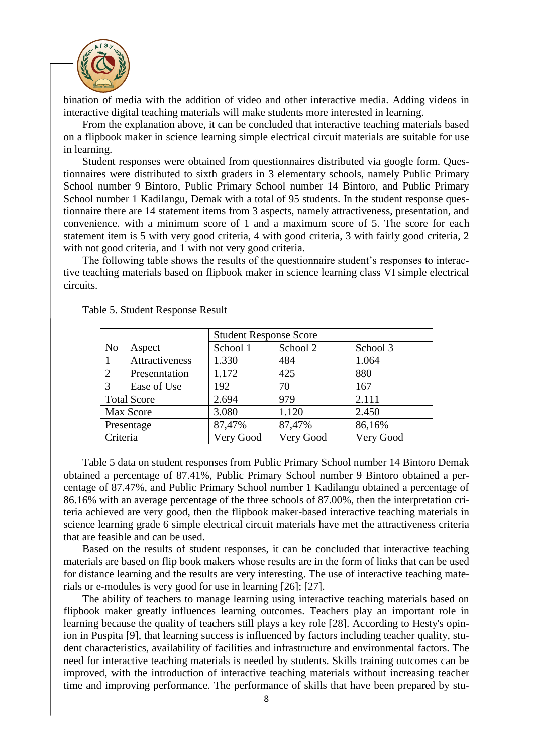bination of media with the addition of video and other interactive media. Adding videos in interactive digital teaching materials will make students more interested in learning.

From the explanation above, it can be concluded that interactive teaching materials based on a flipbook maker in science learning simple electrical circuit materials are suitable for use in learning.

Student responses were obtained from questionnaires distributed via google form. Questionnaires were distributed to sixth graders in 3 elementary schools, namely Public Primary School number 9 Bintoro, Public Primary School number 14 Bintoro, and Public Primary School number 1 Kadilangu, Demak with a total of 95 students. In the student response questionnaire there are 14 statement items from 3 aspects, namely attractiveness, presentation, and convenience. with a minimum score of 1 and a maximum score of 5. The score for each statement item is 5 with very good criteria, 4 with good criteria, 3 with fairly good criteria, 2 with not good criteria, and 1 with not very good criteria.

The following table shows the results of the questionnaire student's responses to interactive teaching materials based on flipbook maker in science learning class VI simple electrical circuits.

Table 5. Student Response Result

| No | Aspect | Student Response Score | | |
|---|---|---|---|---|
| | | School 1 | School 2 | School 3 |
| 1 | Attractiveness | 1.330 | 484 | 1.064 |
| 2 | Presenntation | 1.172 | 425 | 880 |
| 3 | Ease of Use | 192 | 70 | 167 |
| Total Score | | 2.694 | 979 | 2.111 |
| Max Score | | 3.080 | 1.120 | 2.450 |
| Presentage | | 87,47% | 87,47% | 86,16% |
| Criteria | | Very Good | Very Good | Very Good |

Table 5 data on student responses from Public Primary School number 14 Bintoro Demak obtained a percentage of 87.41%, Public Primary School number 9 Bintoro obtained a percentage of 87.47%, and Public Primary School number 1 Kadilangu obtained a percentage of 86.16% with an average percentage of the three schools of 87.00%, then the interpretation criteria achieved are very good, then the flipbook maker-based interactive teaching materials in science learning grade 6 simple electrical circuit materials have met the attractiveness criteria that are feasible and can be used.

Based on the results of student responses, it can be concluded that interactive teaching materials are based on flip book makers whose results are in the form of links that can be used for distance learning and the results are very interesting. The use of interactive teaching materials or e-modules is very good for use in learning [26]; [27].

The ability of teachers to manage learning using interactive teaching materials based on flipbook maker greatly influences learning outcomes. Teachers play an important role in learning because the quality of teachers still plays a key role [28]. According to Hesty's opinion in Puspita [9], that learning success is influenced by factors including teacher quality, student characteristics, availability of facilities and infrastructure and environmental factors. The need for interactive teaching materials is needed by students. Skills training outcomes can be improved, with the introduction of interactive teaching materials without increasing teacher time and improving performance. The performance of skills that have been prepared by stu-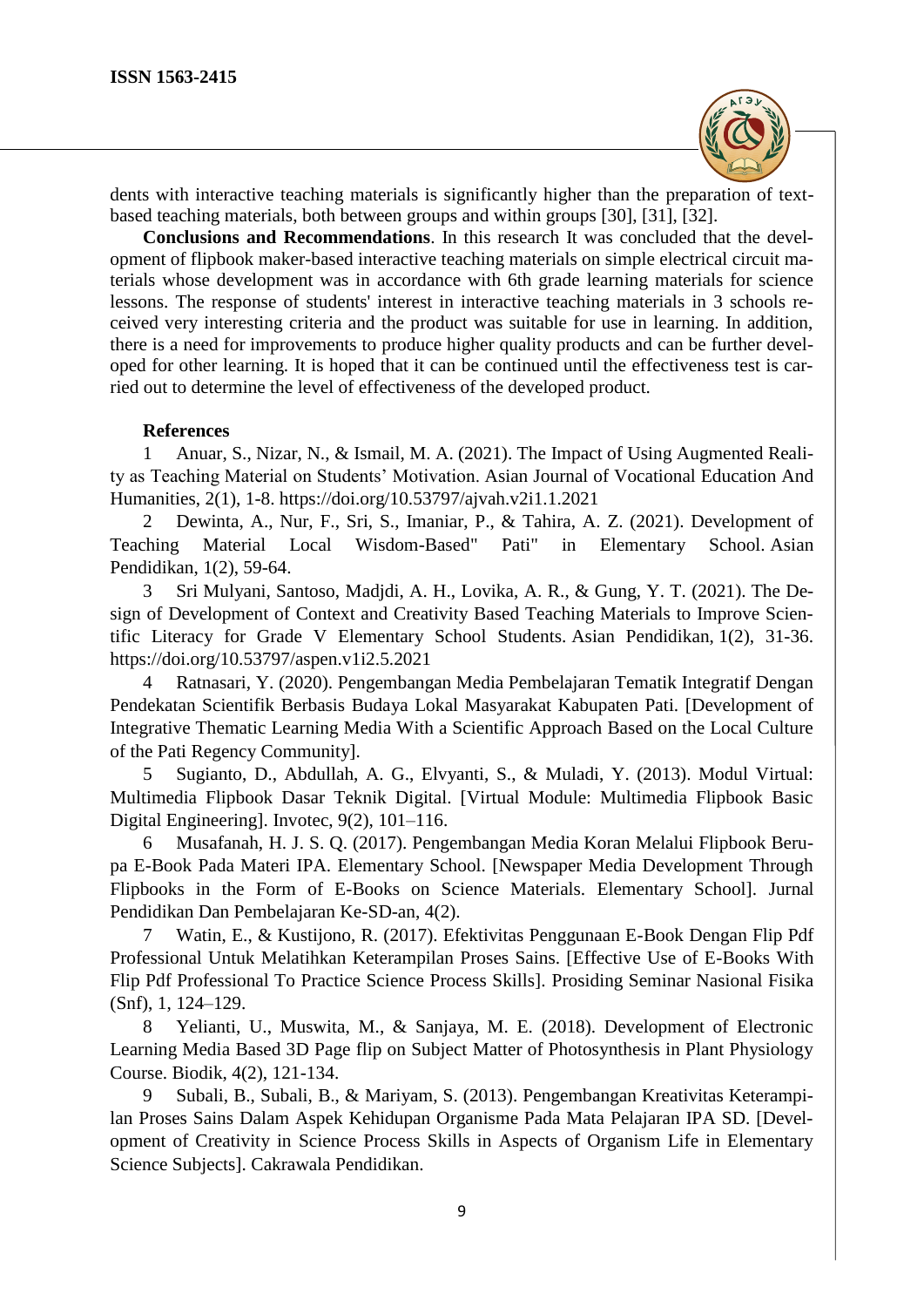dents with interactive teaching materials is significantly higher than the preparation of text-based teaching materials, both between groups and within groups [30], [31], [32].

**Conclusions and Recommendations**. In this research It was concluded that the development of flipbook maker-based interactive teaching materials on simple electrical circuit materials whose development was in accordance with 6th grade learning materials for science lessons. The response of students' interest in interactive teaching materials in 3 schools received very interesting criteria and the product was suitable for use in learning. In addition, there is a need for improvements to produce higher quality products and can be further developed for other learning. It is hoped that it can be continued until the effectiveness test is carried out to determine the level of effectiveness of the developed product.

**References**

1 Anuar, S., Nizar, N., & Ismail, M. A. (2021). The Impact of Using Augmented Reality as Teaching Material on Students' Motivation. Asian Journal of Vocational Education And Humanities, 2(1), 1-8. https://doi.org/10.53797/ajvah.v2i1.1.2021

2 Dewinta, A., Nur, F., Sri, S., Imaniar, P., & Tahira, A. Z. (2021). Development of Teaching Material Local Wisdom-Based" Pati" in Elementary School. Asian Pendidikan, 1(2), 59-64.

3 Sri Mulyani, Santoso, Madjdi, A. H., Lovika, A. R., & Gung, Y. T. (2021). The Design of Development of Context and Creativity Based Teaching Materials to Improve Scientific Literacy for Grade V Elementary School Students. Asian Pendidikan, 1(2), 31-36. https://doi.org/10.53797/aspen.v1i2.5.2021

4 Ratnasari, Y. (2020). Pengembangan Media Pembelajaran Tematik Integratif Dengan Pendekatan Scientifik Berbasis Budaya Lokal Masyarakat Kabupaten Pati. [Development of Integrative Thematic Learning Media With a Scientific Approach Based on the Local Culture of the Pati Regency Community].

5 Sugianto, D., Abdullah, A. G., Elvyanti, S., & Muladi, Y. (2013). Modul Virtual: Multimedia Flipbook Dasar Teknik Digital. [Virtual Module: Multimedia Flipbook Basic Digital Engineering]. Invotec, 9(2), 101–116.

6 Musafanah, H. J. S. Q. (2017). Pengembangan Media Koran Melalui Flipbook Berupa E-Book Pada Materi IPA. Elementary School. [Newspaper Media Development Through Flipbooks in the Form of E-Books on Science Materials. Elementary School]. Jurnal Pendidikan Dan Pembelajaran Ke-SD-an, 4(2).

7 Watin, E., & Kustijono, R. (2017). Efektivitas Penggunaan E-Book Dengan Flip Pdf Professional Untuk Melatihkan Keterampilan Proses Sains. [Effective Use of E-Books With Flip Pdf Professional To Practice Science Process Skills]. Prosiding Seminar Nasional Fisika (Snf), 1, 124–129.

8 Yelianti, U., Muswita, M., & Sanjaya, M. E. (2018). Development of Electronic Learning Media Based 3D Page flip on Subject Matter of Photosynthesis in Plant Physiology Course. Biodik, 4(2), 121-134.

9 Subali, B., Subali, B., & Mariyam, S. (2013). Pengembangan Kreativitas Keterampilan Proses Sains Dalam Aspek Kehidupan Organisme Pada Mata Pelajaran IPA SD. [Development of Creativity in Science Process Skills in Aspects of Organism Life in Elementary Science Subjects]. Cakrawala Pendidikan.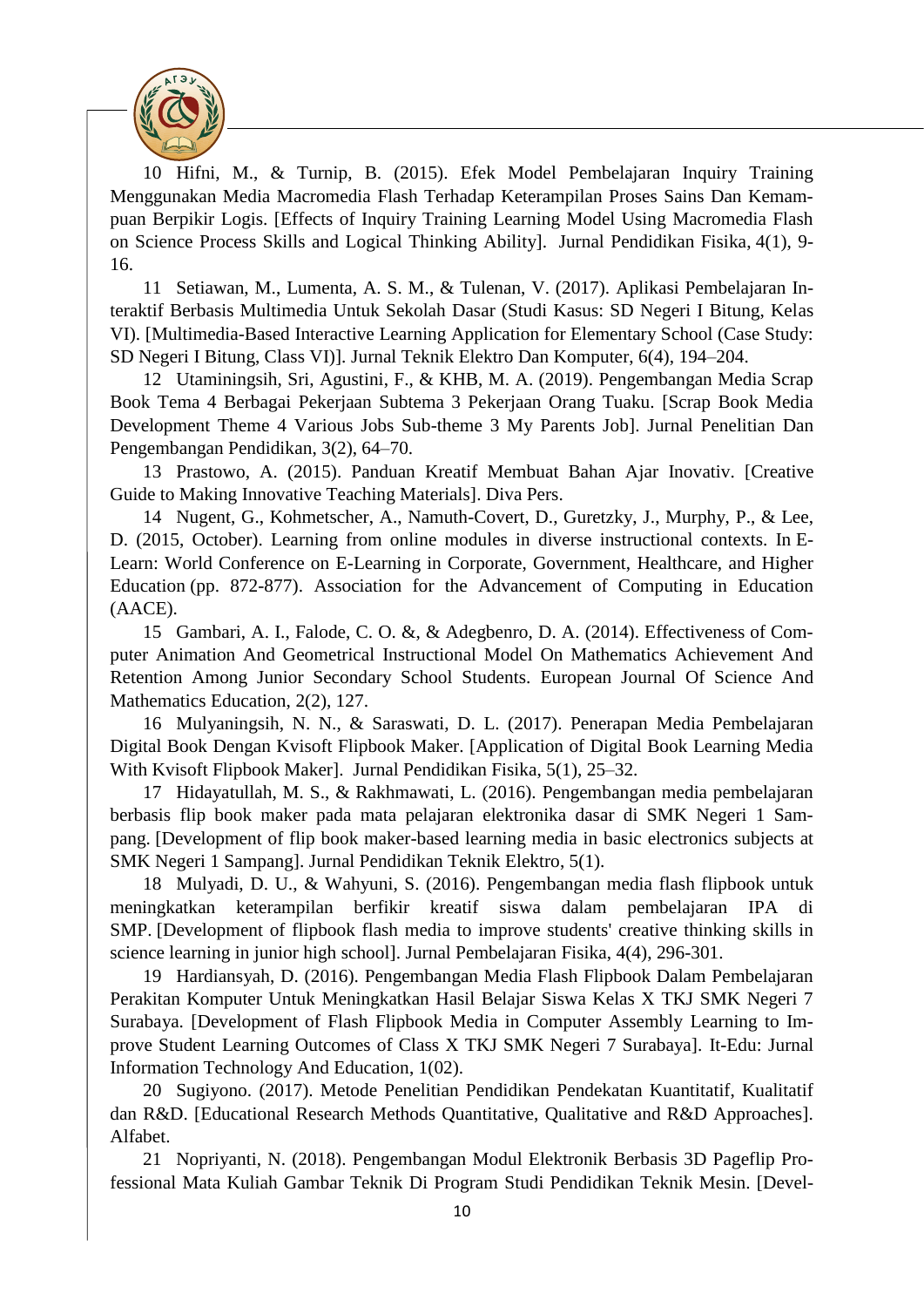10 Hifni, M., & Turnip, B. (2015). Efek Model Pembelajaran Inquiry Training Menggunakan Media Macromedia Flash Terhadap Keterampilan Proses Sains Dan Kemampuan Berpikir Logis. [Effects of Inquiry Training Learning Model Using Macromedia Flash on Science Process Skills and Logical Thinking Ability]. Jurnal Pendidikan Fisika, 4(1), 9-16.

11 Setiawan, M., Lumenta, A. S. M., & Tulenan, V. (2017). Aplikasi Pembelajaran Interaktif Berbasis Multimedia Untuk Sekolah Dasar (Studi Kasus: SD Negeri I Bitung, Kelas VI). [Multimedia-Based Interactive Learning Application for Elementary School (Case Study: SD Negeri I Bitung, Class VI)]. Jurnal Teknik Elektro Dan Komputer, 6(4), 194–204.

12 Utaminingsih, Sri, Agustini, F., & KHB, M. A. (2019). Pengembangan Media Scrap Book Tema 4 Berbagai Pekerjaan Subtema 3 Pekerjaan Orang Tuaku. [Scrap Book Media Development Theme 4 Various Jobs Sub-theme 3 My Parents Job]. Jurnal Penelitian Dan Pengembangan Pendidikan, 3(2), 64–70.

13 Prastowo, A. (2015). Panduan Kreatif Membuat Bahan Ajar Inovativ. [Creative Guide to Making Innovative Teaching Materials]. Diva Pers.

14 Nugent, G., Kohmetscher, A., Namuth-Covert, D., Guretzky, J., Murphy, P., & Lee, D. (2015, October). Learning from online modules in diverse instructional contexts. In E-Learn: World Conference on E-Learning in Corporate, Government, Healthcare, and Higher Education (pp. 872-877). Association for the Advancement of Computing in Education (AACE).

15 Gambari, A. I., Falode, C. O. &, & Adegbenro, D. A. (2014). Effectiveness of Computer Animation And Geometrical Instructional Model On Mathematics Achievement And Retention Among Junior Secondary School Students. European Journal Of Science And Mathematics Education, 2(2), 127.

16 Mulyaningsih, N. N., & Saraswati, D. L. (2017). Penerapan Media Pembelajaran Digital Book Dengan Kvisoft Flipbook Maker. [Application of Digital Book Learning Media With Kvisoft Flipbook Maker]. Jurnal Pendidikan Fisika, 5(1), 25–32.

17 Hidayatullah, M. S., & Rakhmawati, L. (2016). Pengembangan media pembelajaran berbasis flip book maker pada mata pelajaran elektronika dasar di SMK Negeri 1 Sampang. [Development of flip book maker-based learning media in basic electronics subjects at SMK Negeri 1 Sampang]. Jurnal Pendidikan Teknik Elektro, 5(1).

18 Mulyadi, D. U., & Wahyuni, S. (2016). Pengembangan media flash flipbook untuk meningkatkan keterampilan berfikir kreatif siswa dalam pembelajaran IPA di SMP. [Development of flipbook flash media to improve students' creative thinking skills in science learning in junior high school]. Jurnal Pembelajaran Fisika, 4(4), 296-301.

19 Hardiansyah, D. (2016). Pengembangan Media Flash Flipbook Dalam Pembelajaran Perakitan Komputer Untuk Meningkatkan Hasil Belajar Siswa Kelas X TKJ SMK Negeri 7 Surabaya. [Development of Flash Flipbook Media in Computer Assembly Learning to Improve Student Learning Outcomes of Class X TKJ SMK Negeri 7 Surabaya]. It-Edu: Jurnal Information Technology And Education, 1(02).

20 Sugiyono. (2017). Metode Penelitian Pendidikan Pendekatan Kuantitatif, Kualitatif dan R&D. [Educational Research Methods Quantitative, Qualitative and R&D Approaches]. Alfabet.

21 Nopriyanti, N. (2018). Pengembangan Modul Elektronik Berbasis 3D Pageflip Professional Mata Kuliah Gambar Teknik Di Program Studi Pendidikan Teknik Mesin. [Devel-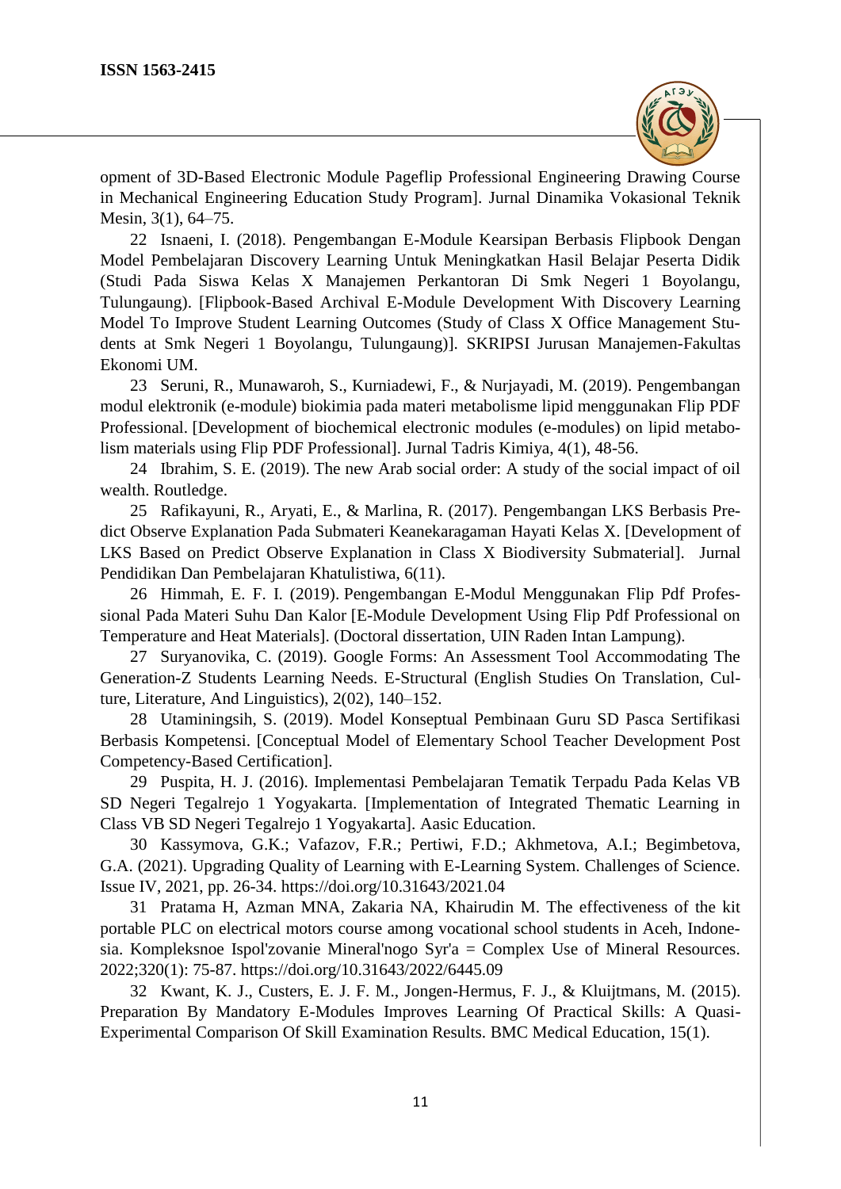opment of 3D-Based Electronic Module Pageflip Professional Engineering Drawing Course in Mechanical Engineering Education Study Program]. Jurnal Dinamika Vokasional Teknik Mesin, 3(1), 64–75.

22 Isnaeni, I. (2018). Pengembangan E-Module Kearsipan Berbasis Flipbook Dengan Model Pembelajaran Discovery Learning Untuk Meningkatkan Hasil Belajar Peserta Didik (Studi Pada Siswa Kelas X Manajemen Perkantoran Di Smk Negeri 1 Boyolangu, Tulungaung). [Flipbook-Based Archival E-Module Development With Discovery Learning Model To Improve Student Learning Outcomes (Study of Class X Office Management Students at Smk Negeri 1 Boyolangu, Tulungaung)]. SKRIPSI Jurusan Manajemen-Fakultas Ekonomi UM.

23 Seruni, R., Munawaroh, S., Kurniadewi, F., & Nurjayadi, M. (2019). Pengembangan modul elektronik (e-module) biokimia pada materi metabolisme lipid menggunakan Flip PDF Professional. [Development of biochemical electronic modules (e-modules) on lipid metabolism materials using Flip PDF Professional]. Jurnal Tadris Kimiya, 4(1), 48-56.

24 Ibrahim, S. E. (2019). The new Arab social order: A study of the social impact of oil wealth. Routledge.

25 Rafikayuni, R., Aryati, E., & Marlina, R. (2017). Pengembangan LKS Berbasis Predict Observe Explanation Pada Submateri Keanekaragaman Hayati Kelas X. [Development of LKS Based on Predict Observe Explanation in Class X Biodiversity Submaterial]. Jurnal Pendidikan Dan Pembelajaran Khatulistiwa, 6(11).

26 Himmah, E. F. I. (2019). Pengembangan E-Modul Menggunakan Flip Pdf Professional Pada Materi Suhu Dan Kalor [E-Module Development Using Flip Pdf Professional on Temperature and Heat Materials]. (Doctoral dissertation, UIN Raden Intan Lampung).

27 Suryanovika, C. (2019). Google Forms: An Assessment Tool Accommodating The Generation-Z Students Learning Needs. E-Structural (English Studies On Translation, Culture, Literature, And Linguistics), 2(02), 140–152.

28 Utaminingsih, S. (2019). Model Konseptual Pembinaan Guru SD Pasca Sertifikasi Berbasis Kompetensi. [Conceptual Model of Elementary School Teacher Development Post Competency-Based Certification].

29 Puspita, H. J. (2016). Implementasi Pembelajaran Tematik Terpadu Pada Kelas VB SD Negeri Tegalrejo 1 Yogyakarta. [Implementation of Integrated Thematic Learning in Class VB SD Negeri Tegalrejo 1 Yogyakarta]. Aasic Education.

30 Kassymova, G.K.; Vafazov, F.R.; Pertiwi, F.D.; Akhmetova, A.I.; Begimbetova, G.A. (2021). Upgrading Quality of Learning with E-Learning System. Challenges of Science. Issue IV, 2021, pp. 26-34. https://doi.org/10.31643/2021.04

31 Pratama H, Azman MNA, Zakaria NA, Khairudin M. The effectiveness of the kit portable PLC on electrical motors course among vocational school students in Aceh, Indonesia. Kompleksnoe Ispol'zovanie Mineral'nogo Syr'a = Complex Use of Mineral Resources. 2022;320(1): 75-87. https://doi.org/10.31643/2022/6445.09

32 Kwant, K. J., Custers, E. J. F. M., Jongen-Hermus, F. J., & Kluijtmans, M. (2015). Preparation By Mandatory E-Modules Improves Learning Of Practical Skills: A Quasi-Experimental Comparison Of Skill Examination Results. BMC Medical Education, 15(1).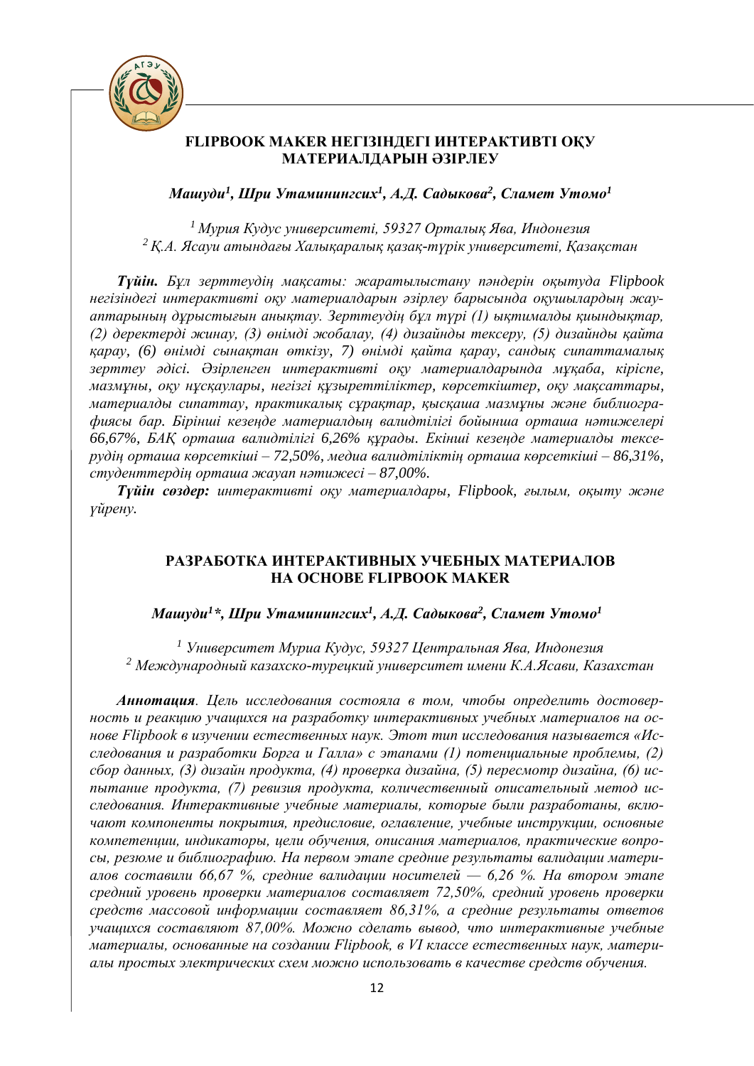## FLIPBOOK MAKER НЕГІЗІНДЕГІ ИНТЕРАКТИВТІ ОҚУ МАТЕРИАЛДАРЫН ӘЗІРЛЕУ

***Машуди[1], Шри Утаминингсих[1], А.Д. Садыкова[2], Сламет Утомо[1]***

*[1] Мурия Кудус университеті, 59327 Орталық Ява, Индонезия*
*[2] Қ.А. Ясауи атындағы Халықаралық қазақ-түрік университеті, Қазақстан*

***Түйін.*** *Бұл зерттеудің мақсаты: жаратылыстану пәндерін оқытуда Flipbook негізіндегі интерактивті оқу материалдарын әзірлеу барысында оқушылардың жауаптарының дұрыстығын анықтау. Зерттеудің бұл түрі (1) ықтимал­ды қиындықтар, (2) деректерді жинау, (3) өнімді жобалау, (4) дизайнды тексеру, (5) дизайнды қайта қарау, (6) өнімді сынақтан өткізу, 7) өнімді қайта қарау, сандық сипаттамалық зерттеу әдісі. Әзірленген интерактивті оқу материалдарында мұқаба, кіріспе, мазмұны, оқу нұсқаулары, негізгі құзыреттіліктер, көрсеткіштер, оқу мақсаттары, материалды сипаттау, практикалық сұрақтар, қысқаша мазмұны және библиографиясы бар. Бірінші кезеңде материалдың валидтілігі бойынша орташа нәтижелері 66,67%, БАҚ орташа валидтілігі 6,26% құрады. Екінші кезеңде материалды тексерудің орташа көрсеткіші – 72,50%, медиа валидтіліктің орташа көрсеткіші – 86,31%, студенттердің орташа жауап нәтижесі – 87,00%.*

***Түйін сөздер:*** *интерактивті оқу материалдары, Flipbook, ғылым, оқыту және үйрену.*

## РАЗРАБОТКА ИНТЕРАКТИВНЫХ УЧЕБНЫХ МАТЕРИАЛОВ НА ОСНОВЕ FLIPBOOK MAKER

***Машуди[1]\*, Шри Утаминингсих[1], А.Д. Садыкова[2], Сламет Утомо[1]***

*[1] Университет Муриа Кудус, 59327 Центральная Ява, Индонезия*
*[2] Международный казахско-турецкий университет имени К.А.Ясави, Казахстан*

***Аннотация****. Цель исследования состояла в том, чтобы определить достоверность и реакцию учащихся на разработку интерактивных учебных материалов на основе Flipbook в изучении естественных наук. Этот тип исследования называется «Исследования и разработки Борга и Галла» с этапами (1) потенциальные проблемы, (2) сбор данных, (3) дизайн продукта, (4) проверка дизайна, (5) пересмотр дизайна, (6) испытание продукта, (7) ревизия продукта, количественный описательный метод исследования. Интерактивные учебные материалы, которые были разработаны, включают компоненты покрытия, предисловие, оглавление, учебные инструкции, основные компетенции, индикаторы, цели обучения, описания материалов, практические вопросы, резюме и библиографию. На первом этапе средние результаты валидации материалов составили 66,67 %, средние валидации носителей — 6,26 %. На втором этапе средний уровень проверки материалов составляет 72,50%, средний уровень проверки средств массовой информации составляет 86,31%, а средние результаты ответов учащихся составляют 87,00%. Можно сделать вывод, что интерактивные учебные материалы, основанные на создании Flipbook, в VI классе естественных наук, материалы простых электрических схем можно использовать в качестве средств обучения.*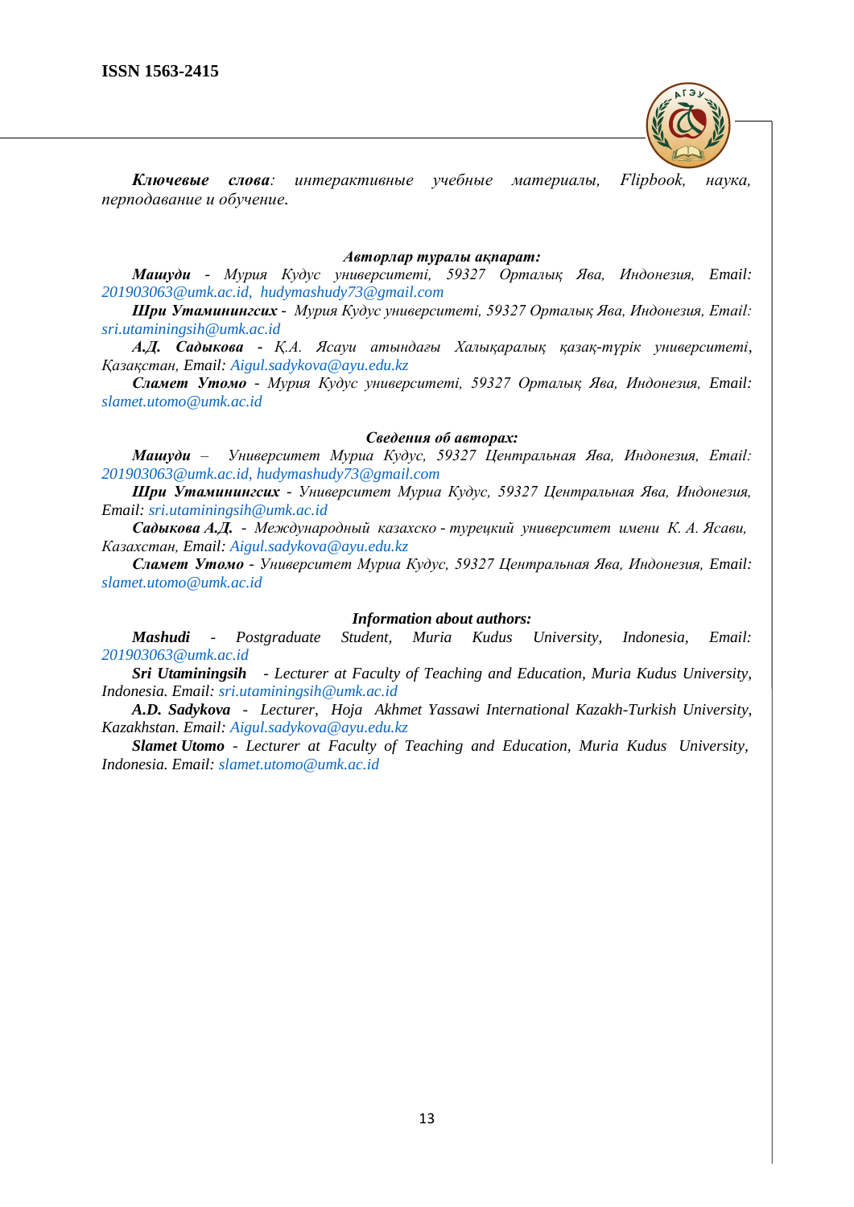***Ключевые слова****:* *интерактивные учебные материалы, Flipbook, наука, перподавание и обучение.*

***Авторлар туралы ақпарат:***

***Машуди*** *- Мурия Кудус университеті, 59327 Орталық Ява, Индонезия, Email: 201903063@umk.ac.id, hudymashudy73@gmail.com*

***Шри Утаминингсих*** *- Мурия Кудус университеті, 59327 Орталық Ява, Индонезия, Email: sri.utaminingsih@umk.ac.id*

***А.Д. Садыкова*** *- Қ.А. Ясауи атындағы Халықаралық қазақ-түрік университеті, Қазақстан, Email: Aigul.sadykova@ayu.edu.kz*

***Сламет Утомо*** *- Мурия Кудус университеті, 59327 Орталық Ява, Индонезия, Email: slamet.utomo@umk.ac.id*

***Сведения об авторах:***

***Машуди*** *– Университет Муриа Кудус, 59327 Центральная Ява, Индонезия, Email: 201903063@umk.ac.id, hudymashudy73@gmail.com*

***Шри Утаминингсих*** *- Университет Муриа Кудус, 59327 Центральная Ява, Индонезия, Email: sri.utaminingsih@umk.ac.id*

***Садыкова А.Д.*** *- Международный казахско - турецкий университет имени К. А. Ясави, Казахстан, Email: Aigul.sadykova@ayu.edu.kz*

***Сламет Утомо*** *- Университет Муриа Кудус, 59327 Центральная Ява, Индонезия, Email: slamet.utomo@umk.ac.id*

***Information about authors:***

***Mashudi*** *- Postgraduate Student, Muria Kudus University, Indonesia, Email: 201903063@umk.ac.id*

***Sri Utaminingsih*** *- Lecturer at Faculty of Teaching and Education, Muria Kudus University, Indonesia. Email: sri.utaminingsih@umk.ac.id*

***A.D. Sadykova*** *- Lecturer, Hoja Akhmet Yassawi International Kazakh-Turkish University, Kazakhstan. Email: Aigul.sadykova@ayu.edu.kz*

***Slamet Utomo*** *- Lecturer at Faculty of Teaching and Education, Muria Kudus University, Indonesia. Email: slamet.utomo@umk.ac.id*